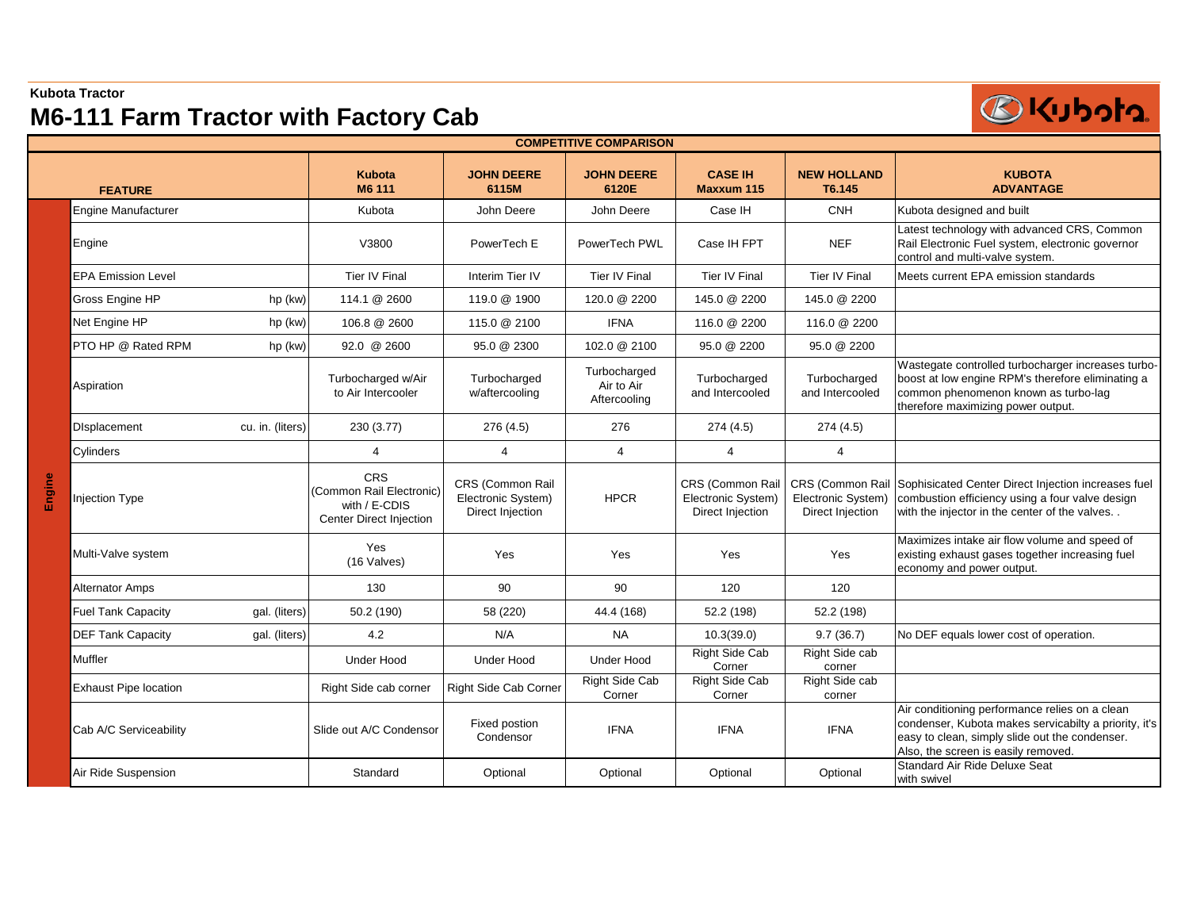**Kubota Tractor**

# M6-111 Farm Tractor with Factory Cab

| | FEATURE | | Kubota M6 111 | JOHN DEERE 6115M | JOHN DEERE 6120E | CASE IH Maxxum 115 | NEW HOLLAND T6.145 | KUBOTA ADVANTAGE |
|---|---|---|---|---|---|---|---|---|
| **COMPETITIVE COMPARISON** | | | | | | | | |
| Engine | Engine Manufacturer | | Kubota | John Deere | John Deere | Case IH | CNH | Kubota designed and built |
| | Engine | | V3800 | PowerTech E | PowerTech PWL | Case IH FPT | NEF | Latest technology with advanced CRS, Common Rail Electronic Fuel system, electronic governor control and multi-valve system. |
| | EPA Emission Level | | Tier IV Final | Interim Tier IV | Tier IV Final | Tier IV Final | Tier IV Final | Meets current EPA emission standards |
| | Gross Engine HP | hp (kw) | 114.1 @ 2600 | 119.0 @ 1900 | 120.0 @ 2200 | 145.0 @ 2200 | 145.0 @ 2200 | |
| | Net Engine HP | hp (kw) | 106.8 @ 2600 | 115.0 @ 2100 | IFNA | 116.0 @ 2200 | 116.0 @ 2200 | |
| | PTO HP @ Rated RPM | hp (kw) | 92.0 @ 2600 | 95.0 @ 2300 | 102.0 @ 2100 | 95.0 @ 2200 | 95.0 @ 2200 | |
| | Aspiration | | Turbocharged w/Air to Air Intercooler | Turbocharged w/aftercooling | Turbocharged Air to Air Aftercooling | Turbocharged and Intercooled | Turbocharged and Intercooled | Wastegate controlled turbocharger increases turbo-boost at low engine RPM's therefore eliminating a common phenomenon known as turbo-lag therefore maximizing power output. |
| | DIsplacement | cu. in. (liters) | 230 (3.77) | 276 (4.5) | 276 | 274 (4.5) | 274 (4.5) | |
| | Cylinders | | 4 | 4 | 4 | 4 | 4 | |
| | Injection Type | | CRS (Common Rail Electronic) with / E-CDIS Center Direct Injection | CRS (Common Rail Electronic System) Direct Injection | HPCR | CRS (Common Rail Electronic System) Direct Injection | CRS (Common Rail Electronic System) Direct Injection | Sophisticated Center Direct Injection increases fuel combustion efficiency using a four valve design with the injector in the center of the valves. . |
| | Multi-Valve system | | Yes (16 Valves) | Yes | Yes | Yes | Yes | Maximizes intake air flow volume and speed of existing exhaust gases together increasing fuel economy and power output. |
| | Alternator Amps | | 130 | 90 | 90 | 120 | 120 | |
| | Fuel Tank Capacity | gal. (liters) | 50.2 (190) | 58 (220) | 44.4 (168) | 52.2 (198) | 52.2 (198) | |
| | DEF Tank Capacity | gal. (liters) | 4.2 | N/A | NA | 10.3(39.0) | 9.7 (36.7) | No DEF equals lower cost of operation. |
| | Muffler | | Under Hood | Under Hood | Under Hood | Right Side Cab Corner | Right Side cab corner | |
| | Exhaust Pipe location | | Right Side cab corner | Right Side Cab Corner | Right Side Cab Corner | Right Side Cab Corner | Right Side cab corner | |
| | Cab A/C Serviceability | | Slide out A/C Condensor | Fixed postion Condensor | IFNA | IFNA | IFNA | Air conditioning performance relies on a clean condenser, Kubota makes servicabilty a priority, it's easy to clean, simply slide out the condenser. Also, the screen is easily removed. |
| | Air Ride Suspension | | Standard | Optional | Optional | Optional | Optional | Standard Air Ride Deluxe Seat with swivel |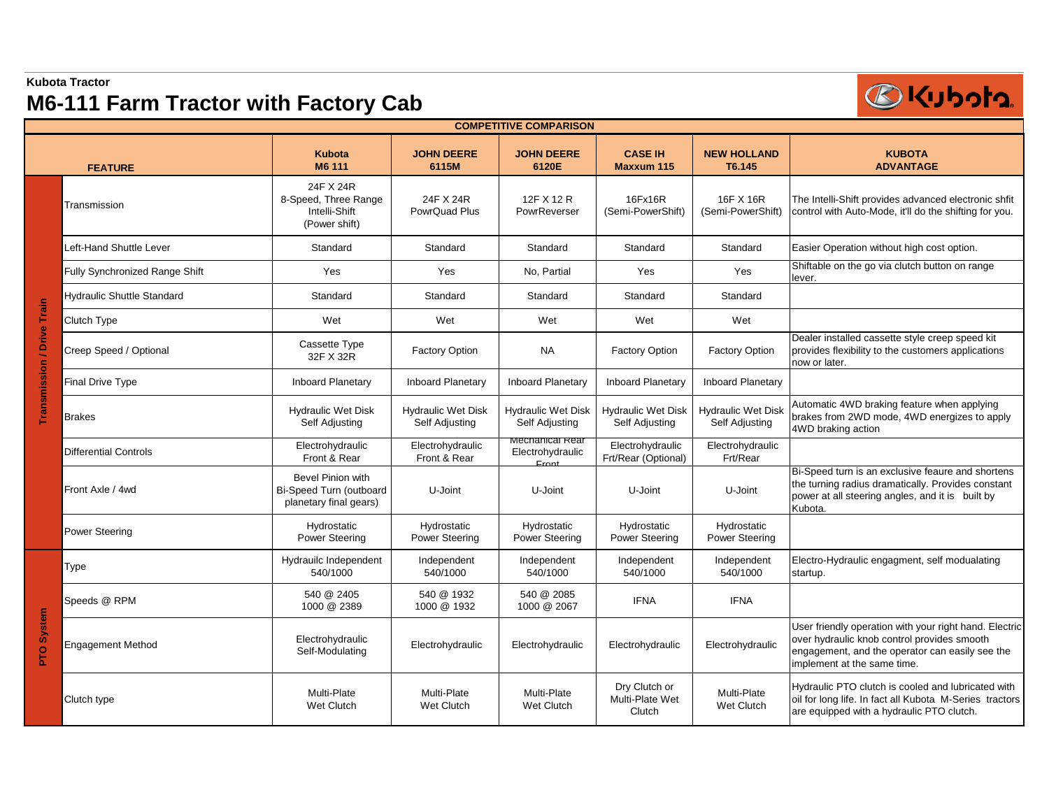**Kubota Tractor**

# M6-111 Farm Tractor with Factory Cab

| COMPETITIVE COMPARISON | | | | | | | |
|---|---|---|---|---|---|---|---|
| | FEATURE | Kubota M6 111 | JOHN DEERE 6115M | JOHN DEERE 6120E | CASE IH Maxxum 115 | NEW HOLLAND T6.145 | KUBOTA ADVANTAGE |
| Transmission / Drive Train | Transmission | 24F X 24R 8-Speed, Three Range Intelli-Shift (Power shift) | 24F X 24R PowrQuad Plus | 12F X 12 R PowrReverser | 16Fx16R (Semi-PowerShift) | 16F X 16R (Semi-PowerShift) | The Intelli-Shift provides advanced electronic shfit control with Auto-Mode, it'll do the shifting for you. |
| | Left-Hand Shuttle Lever | Standard | Standard | Standard | Standard | Standard | Easier Operation without high cost option. |
| | Fully Synchronized Range Shift | Yes | Yes | No, Partial | Yes | Yes | Shiftable on the go via clutch button on range lever. |
| | Hydraulic Shuttle Standard | Standard | Standard | Standard | Standard | Standard | |
| | Clutch Type | Wet | Wet | Wet | Wet | Wet | |
| | Creep Speed / Optional | Cassette Type 32F X 32R | Factory Option | NA | Factory Option | Factory Option | Dealer installed cassette style creep speed kit provides flexibility to the customers applications now or later. |
| | Final Drive Type | Inboard Planetary | Inboard Planetary | Inboard Planetary | Inboard Planetary | Inboard Planetary | |
| | Brakes | Hydraulic Wet Disk Self Adjusting | Hydraulic Wet Disk Self Adjusting | Hydraulic Wet Disk Self Adjusting | Hydraulic Wet Disk Self Adjusting | Hydraulic Wet Disk Self Adjusting | Automatic 4WD braking feature when applying brakes from 2WD mode, 4WD energizes to apply 4WD braking action |
| | Differential Controls | Electrohydraulic Front & Rear | Electrohydraulic Front & Rear | Mechanical Rear Electrohydraulic Front | Electrohydraulic Frt/Rear (Optional) | Electrohydraulic Frt/Rear | |
| | Front Axle / 4wd | Bevel Pinion with Bi-Speed Turn (outboard planetary final gears) | U-Joint | U-Joint | U-Joint | U-Joint | Bi-Speed turn is an exclusive feaure and shortens the turning radius dramatically. Provides constant power at all steering angles, and it is built by Kubota. |
| | Power Steering | Hydrostatic Power Steering | Hydrostatic Power Steering | Hydrostatic Power Steering | Hydrostatic Power Steering | Hydrostatic Power Steering | |
| PTO System | Type | Hydrauilc Independent 540/1000 | Independent 540/1000 | Independent 540/1000 | Independent 540/1000 | Independent 540/1000 | Electro-Hydraulic engagment, self modualating startup. |
| | Speeds @ RPM | 540 @ 2405 1000 @ 2389 | 540 @ 1932 1000 @ 1932 | 540 @ 2085 1000 @ 2067 | IFNA | IFNA | |
| | Engagement Method | Electrohydraulic Self-Modulating | Electrohydraulic | Electrohydraulic | Electrohydraulic | Electrohydraulic | User friendly operation with your right hand. Electric over hydraulic knob control provides smooth engagement, and the operator can easily see the implement at the same time. |
| | Clutch type | Multi-Plate Wet Clutch | Multi-Plate Wet Clutch | Multi-Plate Wet Clutch | Dry Clutch or Multi-Plate Wet Clutch | Multi-Plate Wet Clutch | Hydraulic PTO clutch is cooled and lubricated with oil for long life. In fact all Kubota M-Series tractors are equipped with a hydraulic PTO clutch. |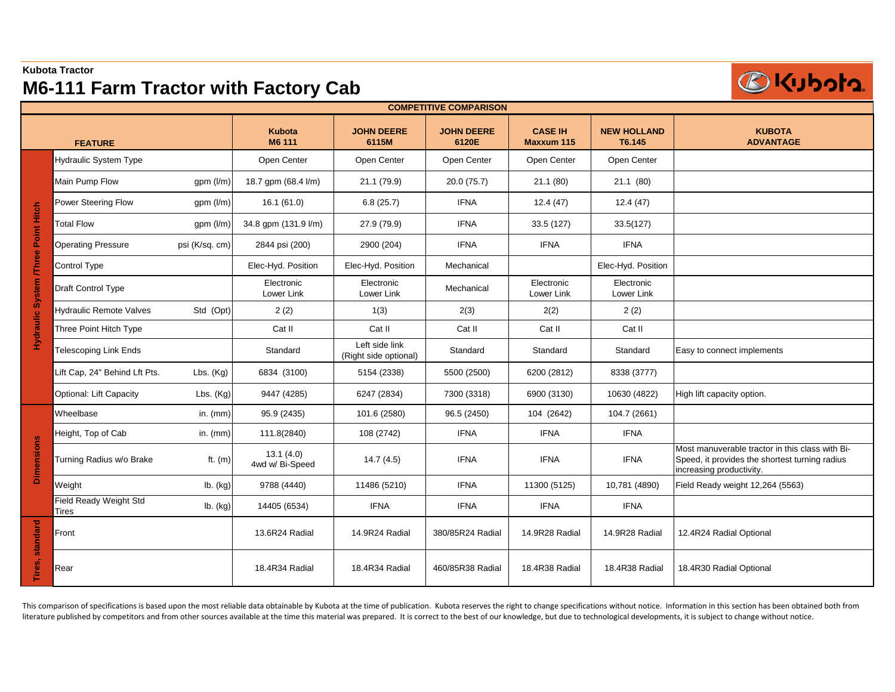Kubota Tractor

# M6-111 Farm Tractor with Factory Cab

| COMPETITIVE COMPARISON | | | | | | | | | |
|---|---|---|---|---|---|---|---|---|---|
| | **FEATURE** | | **Kubota M6 111** | **JOHN DEERE 6115M** | **JOHN DEERE 6120E** | **CASE IH Maxxum 115** | **NEW HOLLAND T6.145** | **KUBOTA ADVANTAGE** |
| Hydraulic System /Three Point Hitch | Hydraulic System Type | | Open Center | Open Center | Open Center | Open Center | Open Center | |
| | Main Pump Flow | gpm (l/m) | 18.7 gpm (68.4 l/m) | 21.1 (79.9) | 20.0 (75.7) | 21.1 (80) | 21.1 (80) | |
| | Power Steering Flow | gpm (l/m) | 16.1 (61.0) | 6.8 (25.7) | IFNA | 12.4 (47) | 12.4 (47) | |
| | Total Flow | gpm (l/m) | 34.8 gpm (131.9 l/m) | 27.9 (79.9) | IFNA | 33.5 (127) | 33.5(127) | |
| | Operating Pressure | psi (K/sq. cm) | 2844 psi (200) | 2900 (204) | IFNA | IFNA | IFNA | |
| | Control Type | | Elec-Hyd. Position | Elec-Hyd. Position | Mechanical | | Elec-Hyd. Position | |
| | Draft Control Type | | Electronic Lower Link | Electronic Lower Link | Mechanical | Electronic Lower Link | Electronic Lower Link | |
| | Hydraulic Remote Valves | Std (Opt) | 2 (2) | 1(3) | 2(3) | 2(2) | 2 (2) | |
| | Three Point Hitch Type | | Cat II | Cat II | Cat II | Cat II | Cat II | |
| | Telescoping Link Ends | | Standard | Left side link (Right side optional) | Standard | Standard | Standard | Easy to connect implements |
| | Lift Cap, 24" Behind Lft Pts. | Lbs. (Kg) | 6834 (3100) | 5154 (2338) | 5500 (2500) | 6200 (2812) | 8338 (3777) | |
| | Optional: Lift Capacity | Lbs. (Kg) | 9447 (4285) | 6247 (2834) | 7300 (3318) | 6900 (3130) | 10630 (4822) | High lift capacity option. |
| Dimensions | Wheelbase | in. (mm) | 95.9 (2435) | 101.6 (2580) | 96.5 (2450) | 104 (2642) | 104.7 (2661) | |
| | Height, Top of Cab | in. (mm) | 111.8(2840) | 108 (2742) | IFNA | IFNA | IFNA | |
| | Turning Radius w/o Brake | ft. (m) | 13.1 (4.0) 4wd w/ Bi-Speed | 14.7 (4.5) | IFNA | IFNA | IFNA | Most manuverable tractor in this class with Bi-Speed, it provides the shortest turning radius increasing productivity. |
| | Weight | lb. (kg) | 9788 (4440) | 11486 (5210) | IFNA | 11300 (5125) | 10,781 (4890) | Field Ready weight 12,264 (5563) |
| | Field Ready Weight Std Tires | lb. (kg) | 14405 (6534) | IFNA | IFNA | IFNA | IFNA | |
| Tires, standard | Front | | 13.6R24 Radial | 14.9R24 Radial | 380/85R24 Radial | 14.9R28 Radial | 14.9R28 Radial | 12.4R24 Radial Optional |
| | Rear | | 18.4R34 Radial | 18.4R34 Radial | 460/85R38 Radial | 18.4R38 Radial | 18.4R38 Radial | 18.4R30 Radial Optional |

This comparison of specifications is based upon the most reliable data obtainable by Kubota at the time of publication. Kubota reserves the right to change specifications without notice. Information in this section has been obtained both from literature published by competitors and from other sources available at the time this material was prepared. It is correct to the best of our knowledge, but due to technological developments, it is subject to change without notice.